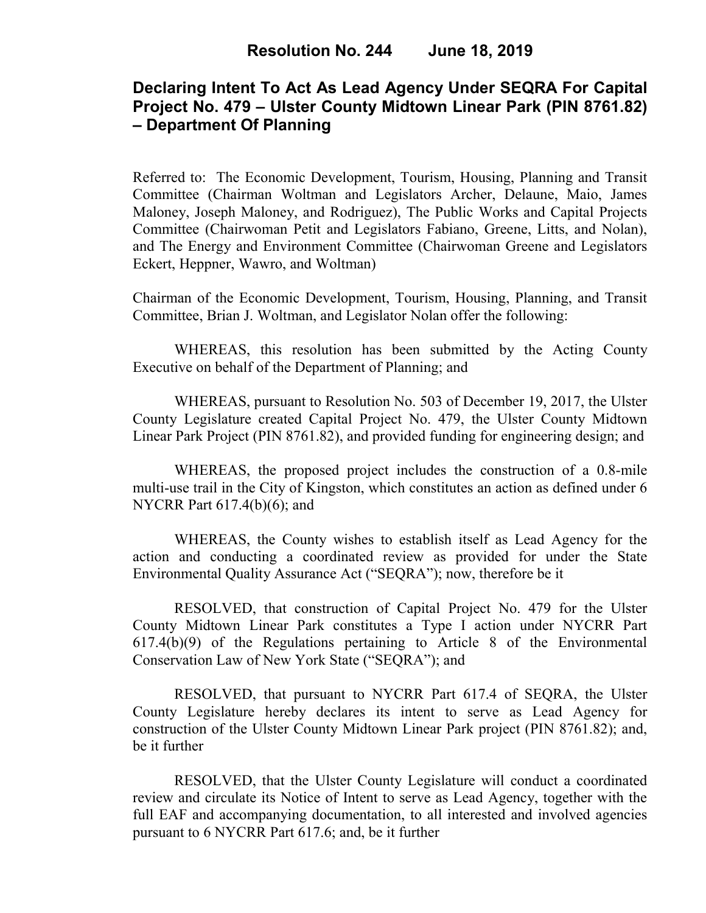# Resolution No. 244 June 18, 2019

## Declaring Intent To Act As Lead Agency Under SEQRA For Capital Project No. 479 – Ulster County Midtown Linear Park (PIN 8761.82) – Department Of Planning

Referred to: The Economic Development, Tourism, Housing, Planning and Transit Committee (Chairman Woltman and Legislators Archer, Delaune, Maio, James Maloney, Joseph Maloney, and Rodriguez), The Public Works and Capital Projects Committee (Chairwoman Petit and Legislators Fabiano, Greene, Litts, and Nolan), and The Energy and Environment Committee (Chairwoman Greene and Legislators Eckert, Heppner, Wawro, and Woltman)

Chairman of the Economic Development, Tourism, Housing, Planning, and Transit Committee, Brian J. Woltman, and Legislator Nolan offer the following:

WHEREAS, this resolution has been submitted by the Acting County Executive on behalf of the Department of Planning; and

WHEREAS, pursuant to Resolution No. 503 of December 19, 2017, the Ulster County Legislature created Capital Project No. 479, the Ulster County Midtown Linear Park Project (PIN 8761.82), and provided funding for engineering design; and

WHEREAS, the proposed project includes the construction of a 0.8-mile multi-use trail in the City of Kingston, which constitutes an action as defined under 6 NYCRR Part 617.4(b)(6); and

WHEREAS, the County wishes to establish itself as Lead Agency for the action and conducting a coordinated review as provided for under the State Environmental Quality Assurance Act ("SEQRA"); now, therefore be it

RESOLVED, that construction of Capital Project No. 479 for the Ulster County Midtown Linear Park constitutes a Type I action under NYCRR Part 617.4(b)(9) of the Regulations pertaining to Article 8 of the Environmental Conservation Law of New York State ("SEQRA"); and

RESOLVED, that pursuant to NYCRR Part 617.4 of SEQRA, the Ulster County Legislature hereby declares its intent to serve as Lead Agency for construction of the Ulster County Midtown Linear Park project (PIN 8761.82); and, be it further

RESOLVED, that the Ulster County Legislature will conduct a coordinated review and circulate its Notice of Intent to serve as Lead Agency, together with the full EAF and accompanying documentation, to all interested and involved agencies pursuant to 6 NYCRR Part 617.6; and, be it further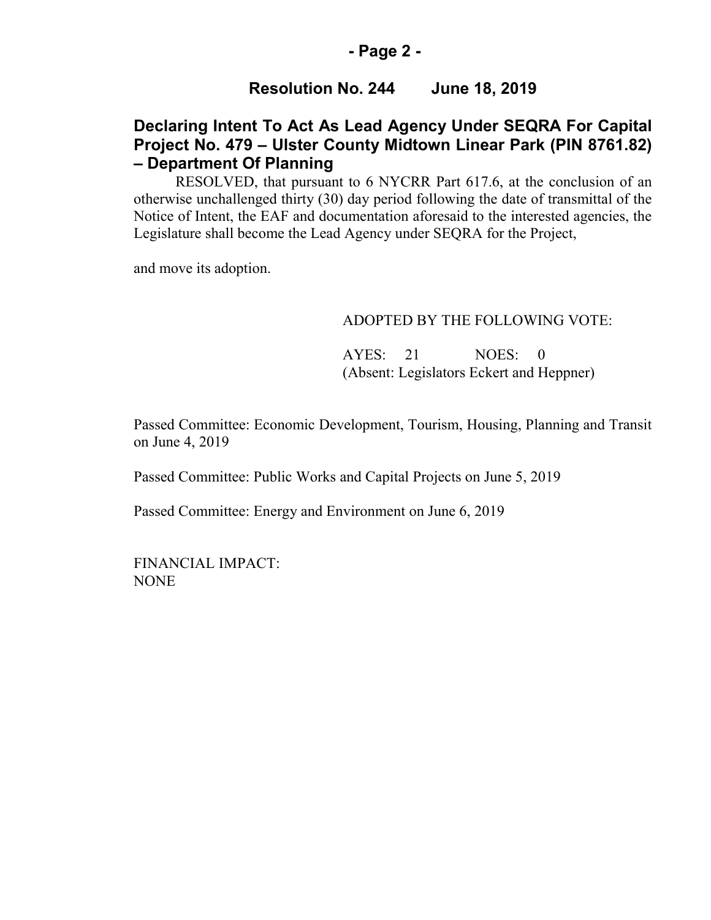**Resolution No. 244 June 18, 2019**

## Declaring Intent To Act As Lead Agency Under SEQRA For Capital Project No. 479 – Ulster County Midtown Linear Park (PIN 8761.82) – Department Of Planning

RESOLVED, that pursuant to 6 NYCRR Part 617.6, at the conclusion of an otherwise unchallenged thirty (30) day period following the date of transmittal of the Notice of Intent, the EAF and documentation aforesaid to the interested agencies, the Legislature shall become the Lead Agency under SEQRA for the Project,

and move its adoption.

ADOPTED BY THE FOLLOWING VOTE:

AYES: 21 NOES: 0
(Absent: Legislators Eckert and Heppner)

Passed Committee: Economic Development, Tourism, Housing, Planning and Transit on June 4, 2019

Passed Committee: Public Works and Capital Projects on June 5, 2019

Passed Committee: Energy and Environment on June 6, 2019

FINANCIAL IMPACT:
NONE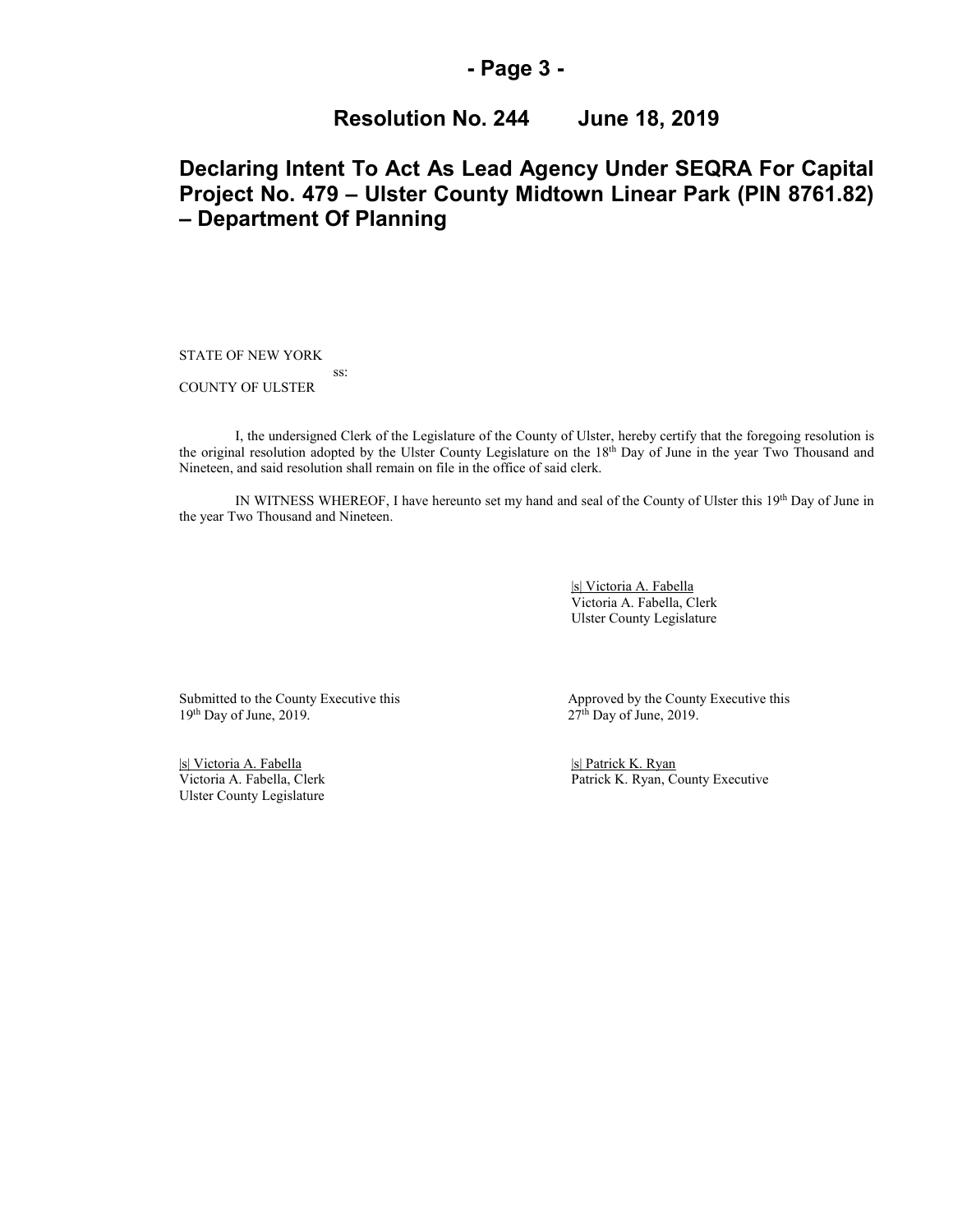# Resolution No. 244 June 18, 2019

## Declaring Intent To Act As Lead Agency Under SEQRA For Capital Project No. 479 – Ulster County Midtown Linear Park (PIN 8761.82) – Department Of Planning

STATE OF NEW YORK
ss:
COUNTY OF ULSTER

I, the undersigned Clerk of the Legislature of the County of Ulster, hereby certify that the foregoing resolution is the original resolution adopted by the Ulster County Legislature on the 18th Day of June in the year Two Thousand and Nineteen, and said resolution shall remain on file in the office of said clerk.

IN WITNESS WHEREOF, I have hereunto set my hand and seal of the County of Ulster this 19th Day of June in the year Two Thousand and Nineteen.

|s| Victoria A. Fabella
Victoria A. Fabella, Clerk
Ulster County Legislature

Submitted to the County Executive this
19th Day of June, 2019.

|s| Victoria A. Fabella
Victoria A. Fabella, Clerk
Ulster County Legislature

Approved by the County Executive this
27th Day of June, 2019.

|s| Patrick K. Ryan
Patrick K. Ryan, County Executive